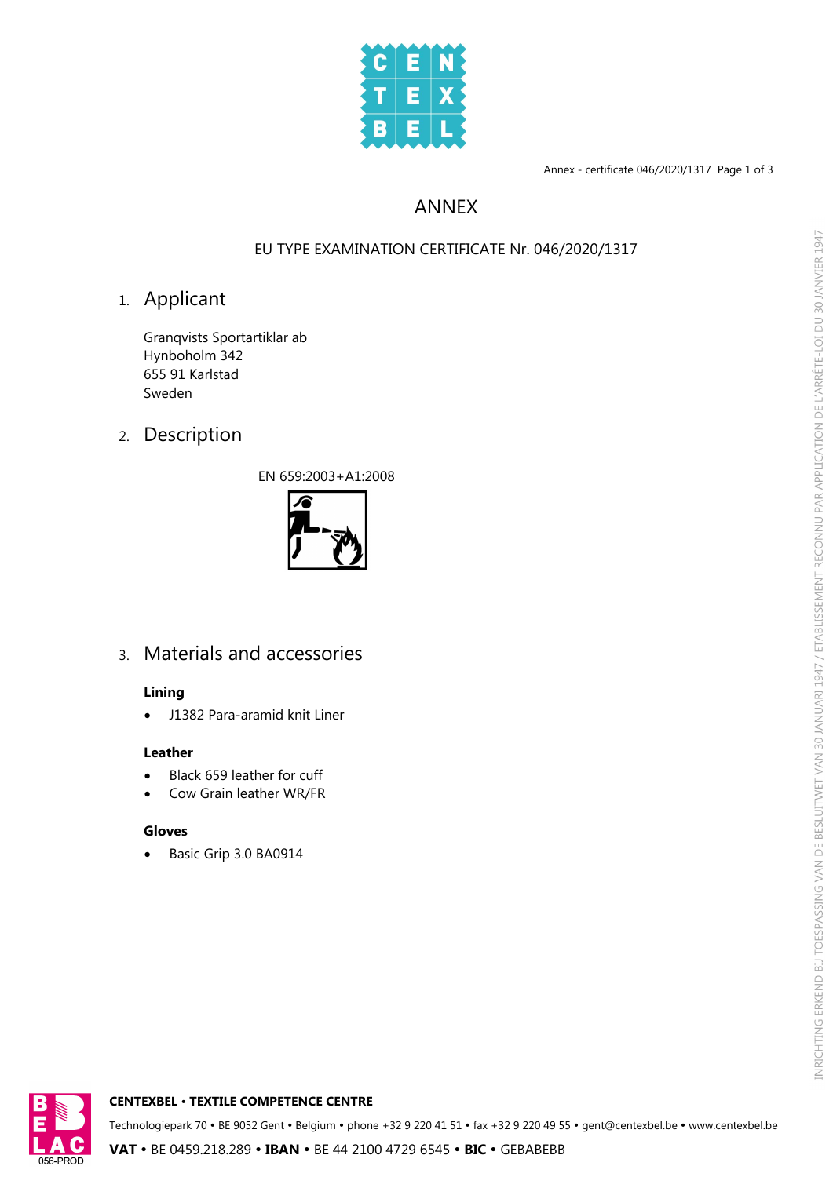# ANNEX

EU TYPE EXAMINATION CERTIFICATE Nr. 046/2020/1317

## 1. Applicant

Granqvists Sportartiklar ab
Hynboholm 342
655 91 Karlstad
Sweden

## 2. Description

EN 659:2003+A1:2008

## 3. Materials and accessories

**Lining**

- J1382 Para-aramid knit Liner

**Leather**

- Black 659 leather for cuff
- Cow Grain leather WR/FR

**Gloves**

- Basic Grip 3.0 BA0914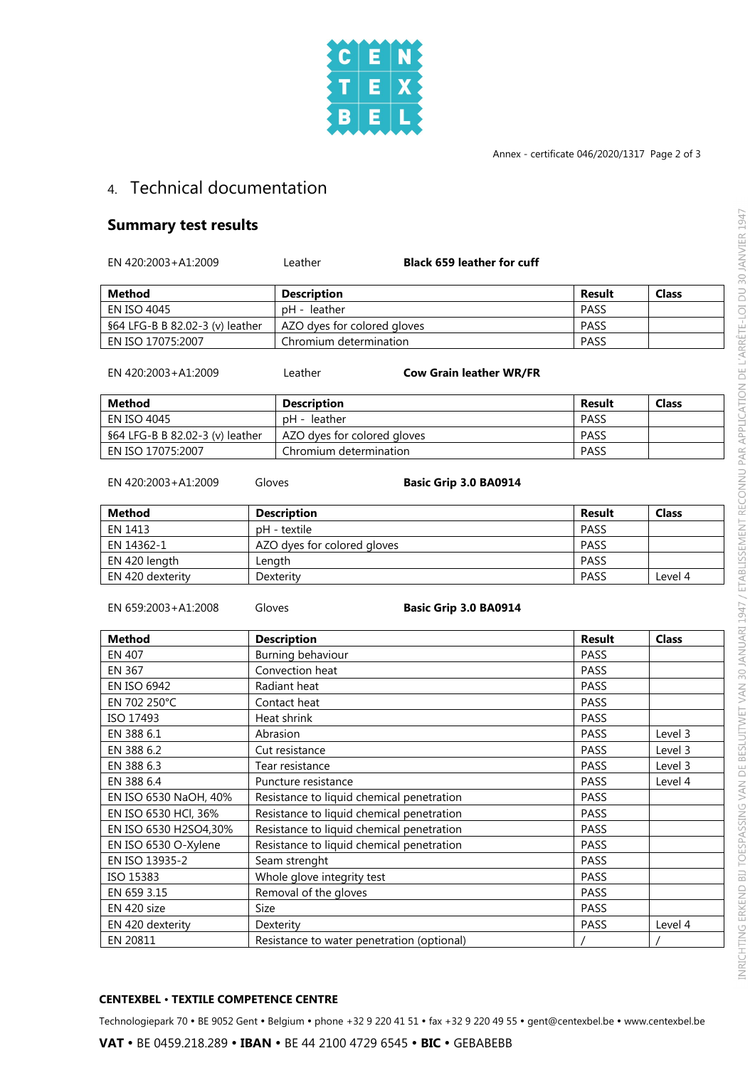## 4. Technical documentation

### Summary test results

EN 420:2003+A1:2009 Leather **Black 659 leather for cuff**

| Method | Description | Result | Class |
|---|---|---|---|
| EN ISO 4045 | pH - leather | PASS | |
| §64 LFG-B B 82.02-3 (v) leather | AZO dyes for colored gloves | PASS | |
| EN ISO 17075:2007 | Chromium determination | PASS | |

EN 420:2003+A1:2009 Leather **Cow Grain leather WR/FR**

| Method | Description | Result | Class |
|---|---|---|---|
| EN ISO 4045 | pH - leather | PASS | |
| §64 LFG-B B 82.02-3 (v) leather | AZO dyes for colored gloves | PASS | |
| EN ISO 17075:2007 | Chromium determination | PASS | |

EN 420:2003+A1:2009 Gloves **Basic Grip 3.0 BA0914**

| Method | Description | Result | Class |
|---|---|---|---|
| EN 1413 | pH - textile | PASS | |
| EN 14362-1 | AZO dyes for colored gloves | PASS | |
| EN 420 length | Length | PASS | |
| EN 420 dexterity | Dexterity | PASS | Level 4 |

EN 659:2003+A1:2008 Gloves **Basic Grip 3.0 BA0914**

| Method | Description | Result | Class |
|---|---|---|---|
| EN 407 | Burning behaviour | PASS | |
| EN 367 | Convection heat | PASS | |
| EN ISO 6942 | Radiant heat | PASS | |
| EN 702 250°C | Contact heat | PASS | |
| ISO 17493 | Heat shrink | PASS | |
| EN 388 6.1 | Abrasion | PASS | Level 3 |
| EN 388 6.2 | Cut resistance | PASS | Level 3 |
| EN 388 6.3 | Tear resistance | PASS | Level 3 |
| EN 388 6.4 | Puncture resistance | PASS | Level 4 |
| EN ISO 6530 NaOH, 40% | Resistance to liquid chemical penetration | PASS | |
| EN ISO 6530 HCl, 36% | Resistance to liquid chemical penetration | PASS | |
| EN ISO 6530 H2SO4,30% | Resistance to liquid chemical penetration | PASS | |
| EN ISO 6530 O-Xylene | Resistance to liquid chemical penetration | PASS | |
| EN ISO 13935-2 | Seam strenght | PASS | |
| ISO 15383 | Whole glove integrity test | PASS | |
| EN 659 3.15 | Removal of the gloves | PASS | |
| EN 420 size | Size | PASS | |
| EN 420 dexterity | Dexterity | PASS | Level 4 |
| EN 20811 | Resistance to water penetration (optional) | / | / |

**CENTEXBEL • TEXTILE COMPETENCE CENTRE**

Technologiepark 70 • BE 9052 Gent • Belgium • phone +32 9 220 41 51 • fax +32 9 220 49 55 • gent@centexbel.be • www.centexbel.be

**VAT** • BE 0459.218.289 • **IBAN** • BE 44 2100 4729 6545 • **BIC** • GEBABEBB

INRICHTING ERKEND BIJ TOEPASSING VAN DE BESLUITWET VAN 30 JANUARI 1947 / ETABLISSEMENT RECONNU PAR APPLICATION DE L'ARRÊTE-LOI DU 30 JANVIER 1947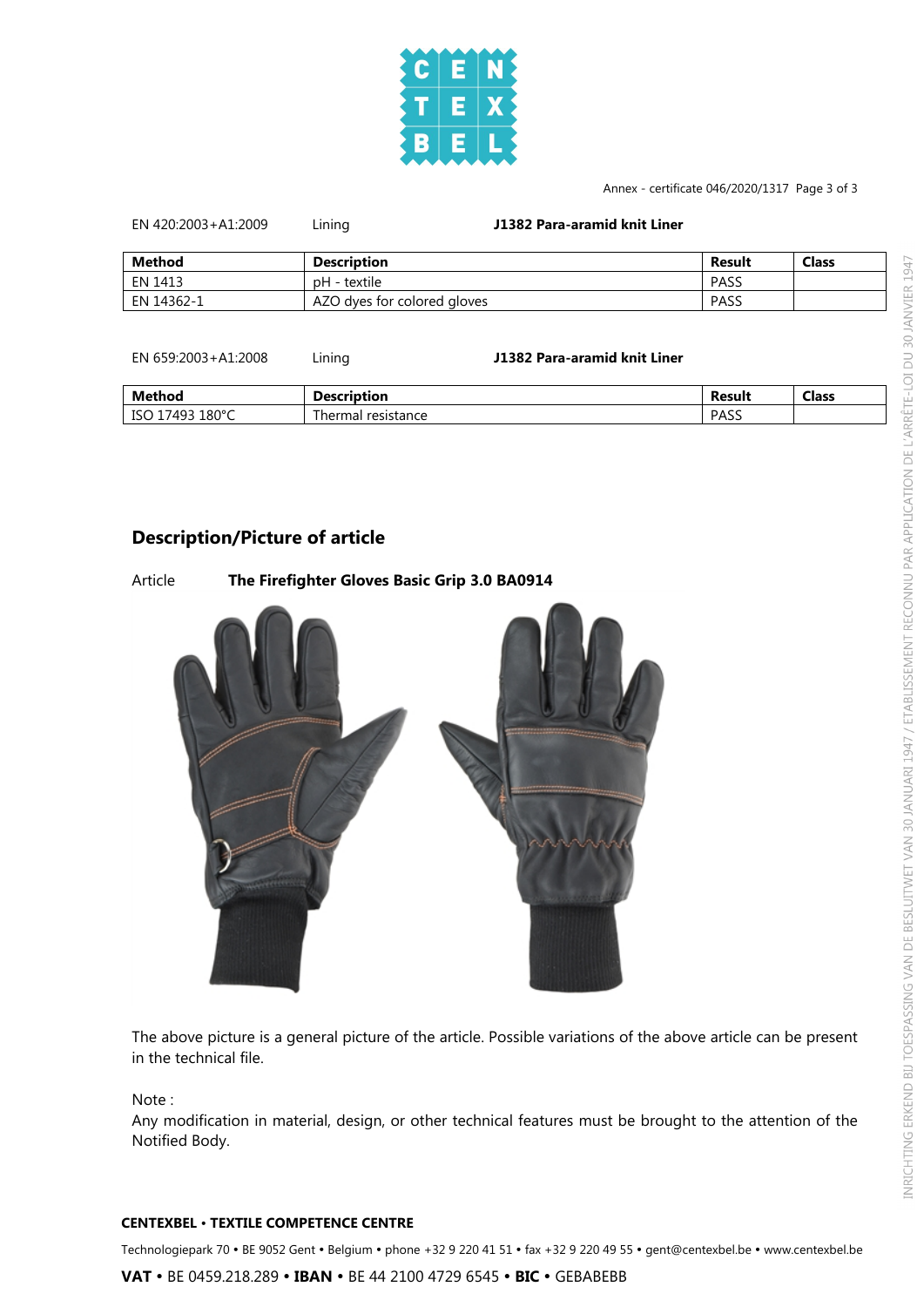Annex - certificate 046/2020/1317 Page 3 of 3

EN 420:2003+A1:2009 Lining **J1382 Para-aramid knit Liner**

| Method | Description | Result | Class |
| --- | --- | --- | --- |
| EN 1413 | pH - textile | PASS | |
| EN 14362-1 | AZO dyes for colored gloves | PASS | |

EN 659:2003+A1:2008 Lining **J1382 Para-aramid knit Liner**

| Method | Description | Result | Class |
| --- | --- | --- | --- |
| ISO 17493 180°C | Thermal resistance | PASS | |

## Description/Picture of article

Article **The Firefighter Gloves Basic Grip 3.0 BA0914**

The above picture is a general picture of the article. Possible variations of the above article can be present in the technical file.

Note :

Any modification in material, design, or other technical features must be brought to the attention of the Notified Body.

**CENTEXBEL • TEXTILE COMPETENCE CENTRE**

Technologiepark 70 • BE 9052 Gent • Belgium • phone +32 9 220 41 51 • fax +32 9 220 49 55 • gent@centexbel.be • www.centexbel.be

**VAT** • BE 0459.218.289 • **IBAN** • BE 44 2100 4729 6545 • **BIC** • GEBABEBB

INRICHTING ERKEND BIJ TOEPASSING VAN DE BESLUITWET VAN 30 JANUARI 1947 / ETABLISSEMENT RECONNU PAR APPLICATION DE L'ARRÊTE-LOI DU 30 JANVIER 1947